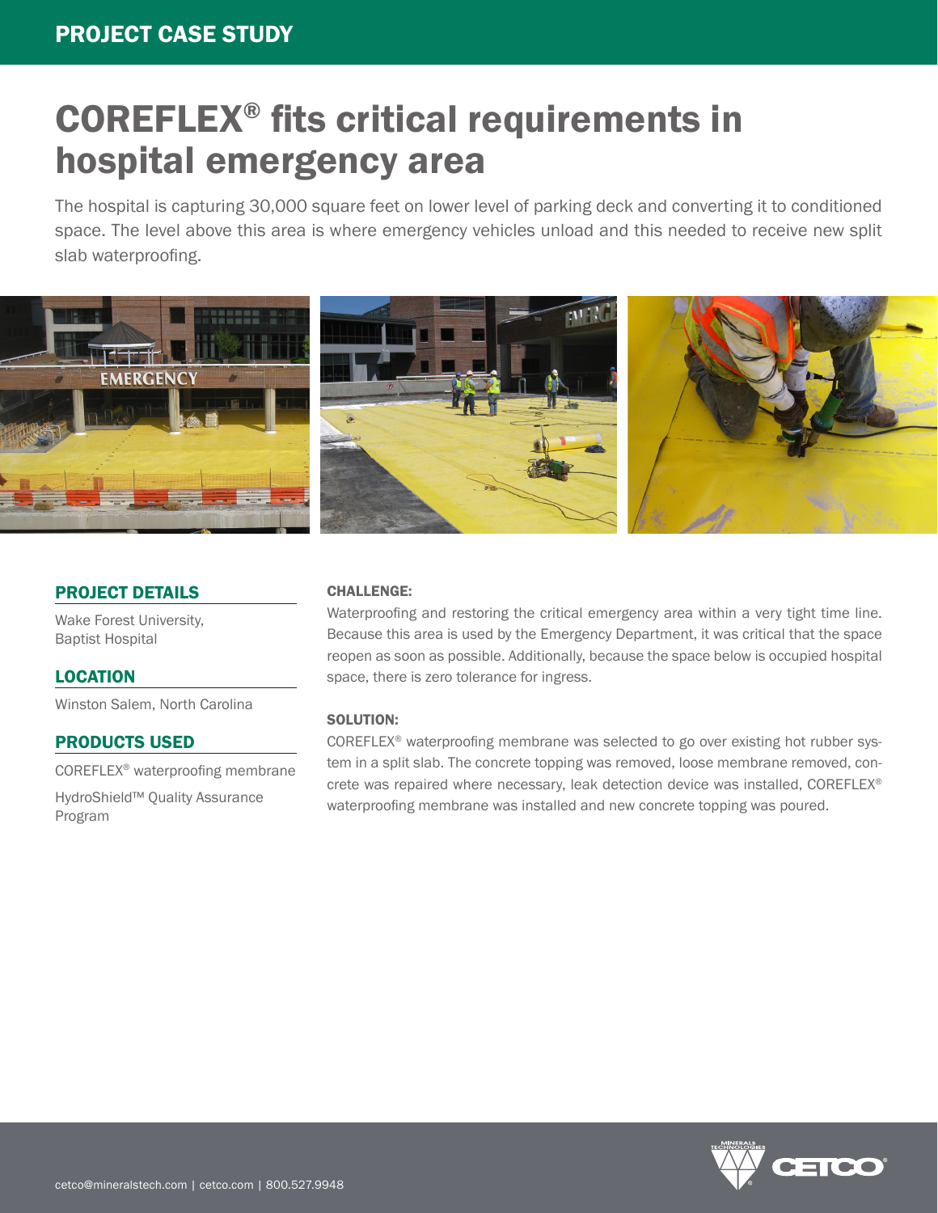PROJECT CASE STUDY

# COREFLEX® fits critical requirements in hospital emergency area

The hospital is capturing 30,000 square feet on lower level of parking deck and converting it to conditioned space. The level above this area is where emergency vehicles unload and this needed to receive new split slab waterproofing.

## PROJECT DETAILS

Wake Forest University, Baptist Hospital

## LOCATION

Winston Salem, North Carolina

## PRODUCTS USED

COREFLEX® waterproofing membrane

HydroShield™ Quality Assurance Program

### CHALLENGE:

Waterproofing and restoring the critical emergency area within a very tight time line. Because this area is used by the Emergency Department, it was critical that the space reopen as soon as possible. Additionally, because the space below is occupied hospital space, there is zero tolerance for ingress.

### SOLUTION:

COREFLEX® waterproofing membrane was selected to go over existing hot rubber system in a split slab. The concrete topping was removed, loose membrane removed, concrete was repaired where necessary, leak detection device was installed, COREFLEX® waterproofing membrane was installed and new concrete topping was poured.

cetco@mineralstech.com | cetco.com | 800.527.9948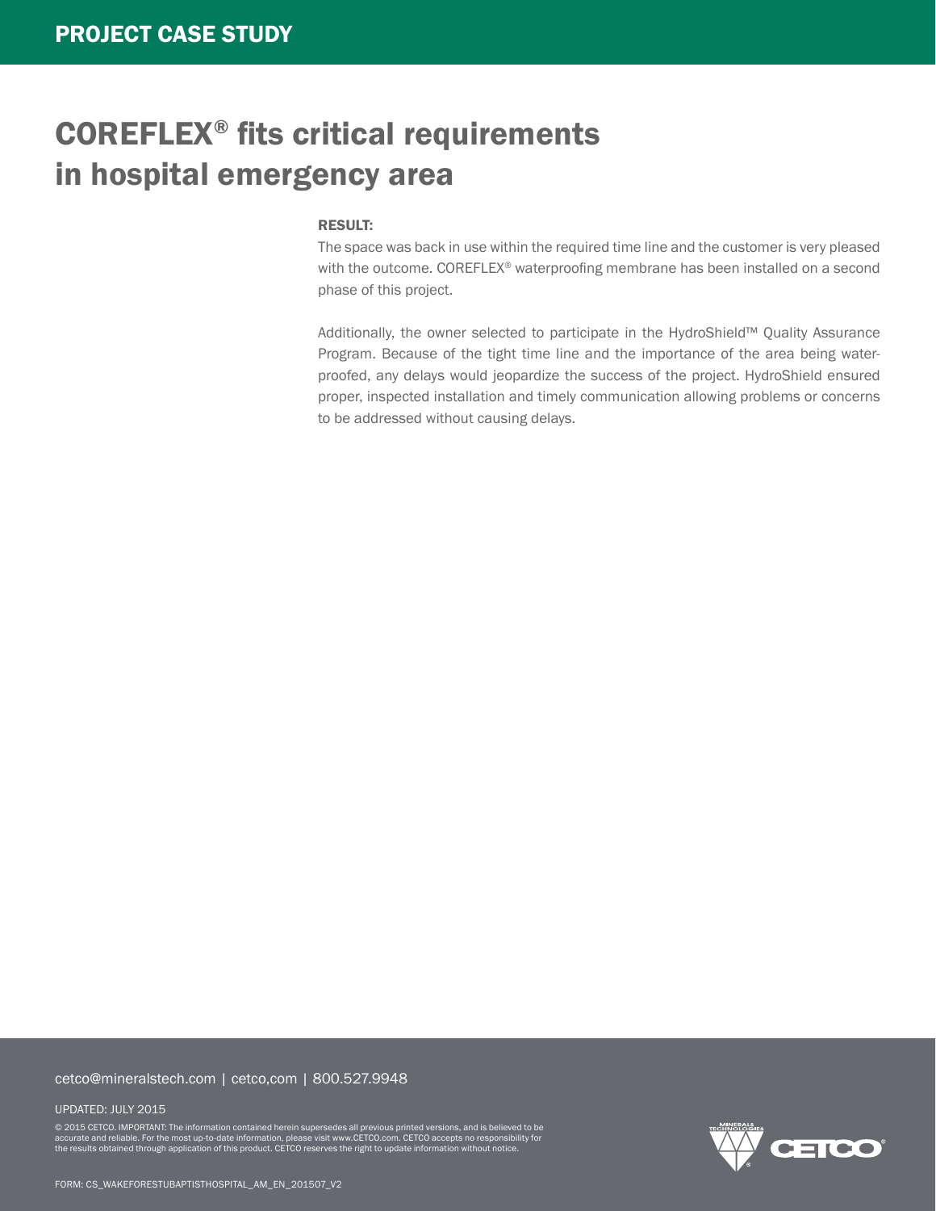# COREFLEX® fits critical requirements in hospital emergency area

**RESULT:**

The space was back in use within the required time line and the customer is very pleased with the outcome. COREFLEX® waterproofing membrane has been installed on a second phase of this project.

Additionally, the owner selected to participate in the HydroShield™ Quality Assurance Program. Because of the tight time line and the importance of the area being waterproofed, any delays would jeopardize the success of the project. HydroShield ensured proper, inspected installation and timely communication allowing problems or concerns to be addressed without causing delays.

cetco@mineralstech.com | cetco,com | 800.527.9948

UPDATED: JULY 2015

© 2015 CETCO. IMPORTANT: The information contained herein supersedes all previous printed versions, and is believed to be accurate and reliable. For the most up-to-date information, please visit www.CETCO.com. CETCO accepts no responsibility for the results obtained through application of this product. CETCO reserves the right to update information without notice.

FORM: CS_WAKEFORESTUBAPTISTHOSPITAL_AM_EN_201507_V2